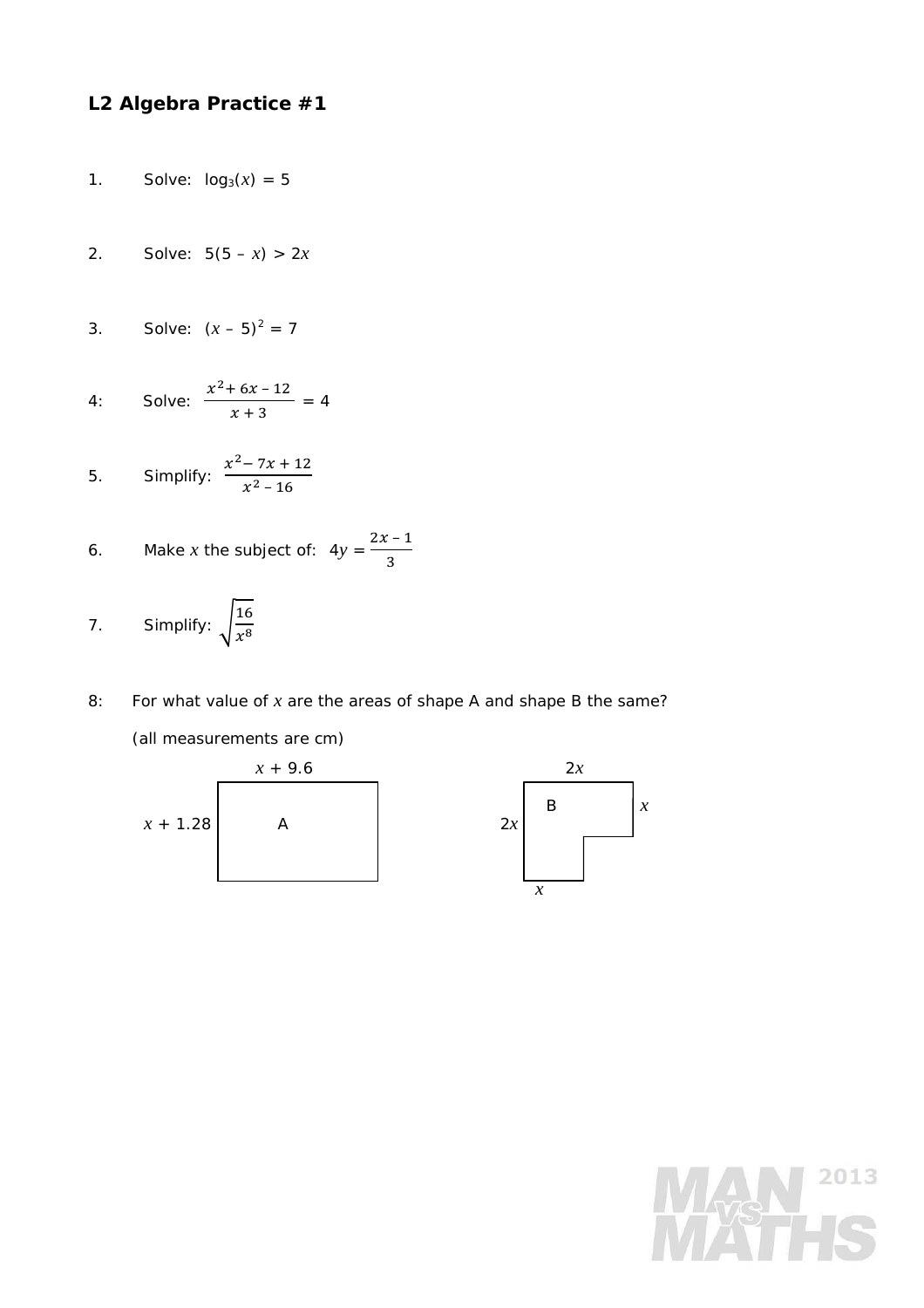# L2 Algebra Practice #1

1. Solve: $\log_3(x) = 5$

2. Solve: $5(5 - x) > 2x$

3. Solve: $(x - 5)^2 = 7$

4: Solve: $\frac{x^2 + 6x - 12}{x + 3} = 4$

5. Simplify: $\frac{x^2 - 7x + 12}{x^2 - 16}$

6. Make $x$ the subject of: $4y = \frac{2x - 1}{3}$

7. Simplify: $\sqrt{\frac{16}{x^8}}$

8: For what value of $x$ are the areas of shape A and shape B the same?

(all measurements are cm)

Shape A: rectangle with sides $x + 9.6$ and $x + 1.28$

Shape B: L-shape with top $2x$, left side $2x$, right side $x$, bottom $x$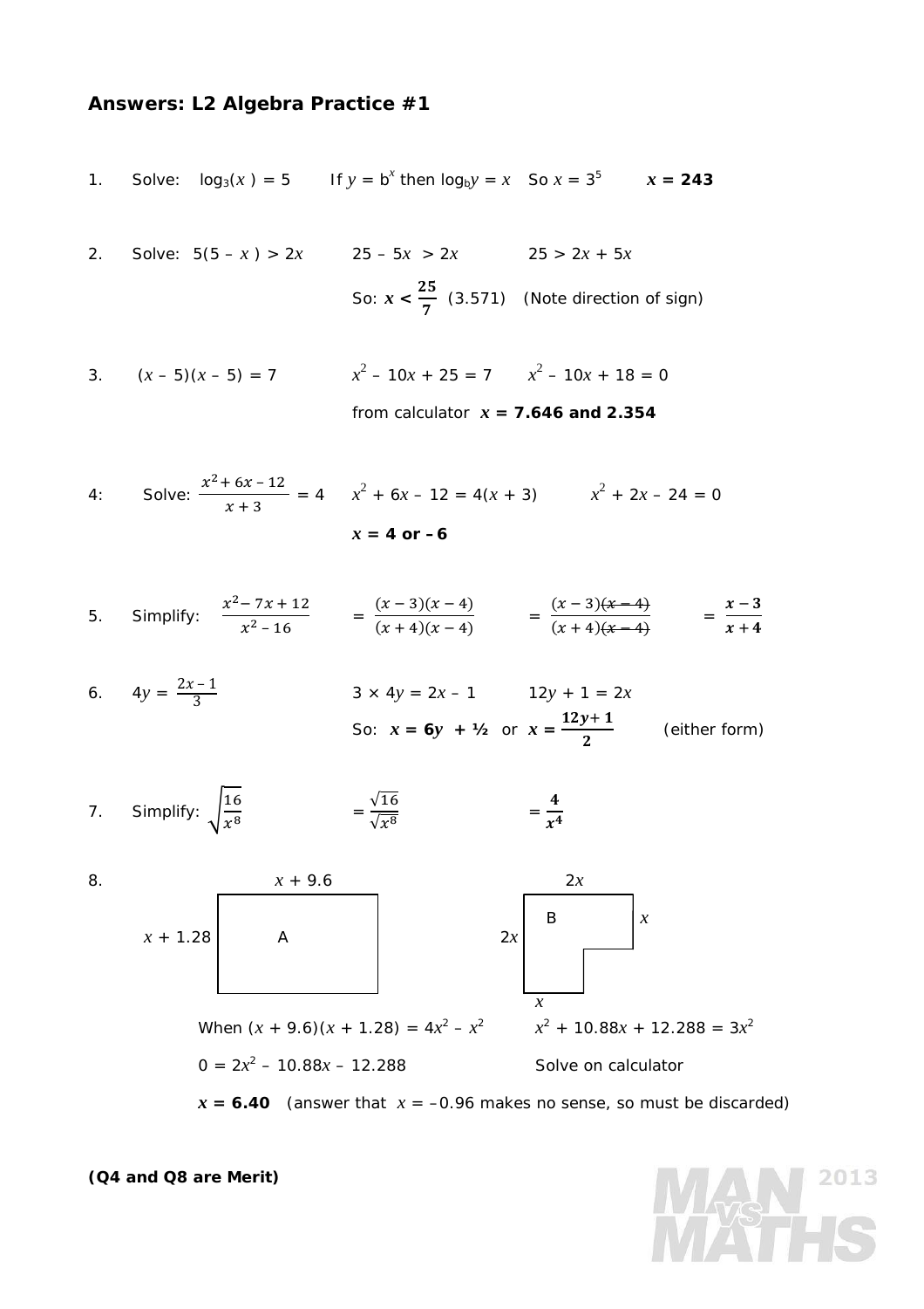**Answers: L2 Algebra Practice #1**

1. Solve: $\log_3(x) = 5$  If $y = b^x$ then $\log_b y = x$  So $x = 3^5$  $\boldsymbol{x = 243}$

2. Solve: $5(5 - x) > 2x$  $25 - 5x > 2x$  $25 > 2x + 5x$

   So: $\boldsymbol{x < \frac{25}{7}}$ (3.571) (Note direction of sign)

3. $(x - 5)(x - 5) = 7$  $x^2 - 10x + 25 = 7$  $x^2 - 10x + 18 = 0$

   from calculator $\boldsymbol{x = 7.646 \text{ and } 2.354}$

4: Solve: $\frac{x^2 + 6x - 12}{x + 3} = 4$  $x^2 + 6x - 12 = 4(x + 3)$  $x^2 + 2x - 24 = 0$

   $\boldsymbol{x = 4 \text{ or } -6}$

5. Simplify: $\frac{x^2 - 7x + 12}{x^2 - 16} = \frac{(x-3)(x-4)}{(x+4)(x-4)} = \frac{(x-3)\cancel{(x-4)}}{(x+4)\cancel{(x-4)}} = \boldsymbol{\frac{x-3}{x+4}}$

6. $4y = \frac{2x - 1}{3}$  $3 \times 4y = 2x - 1$  $12y + 1 = 2x$

   So: $\boldsymbol{x = 6y + \frac{1}{2}}$ or $\boldsymbol{x = \frac{12y + 1}{2}}$ (either form)

7. Simplify: $\sqrt{\frac{16}{x^8}} = \frac{\sqrt{16}}{\sqrt{x^8}} = \boldsymbol{\frac{4}{x^4}}$

8.

A (rectangle): $x + 9.6$, $x + 1.28$

B (L-shape): $2x$, $x$, $2x$, $x$

When $(x + 9.6)(x + 1.28) = 4x^2 - x^2$  $x^2 + 10.88x + 12.288 = 3x^2$

$0 = 2x^2 - 10.88x - 12.288$  Solve on calculator

$\boldsymbol{x = 6.40}$ (answer that $x = -0.96$ makes no sense, so must be discarded)

**(Q4 and Q8 are Merit)**